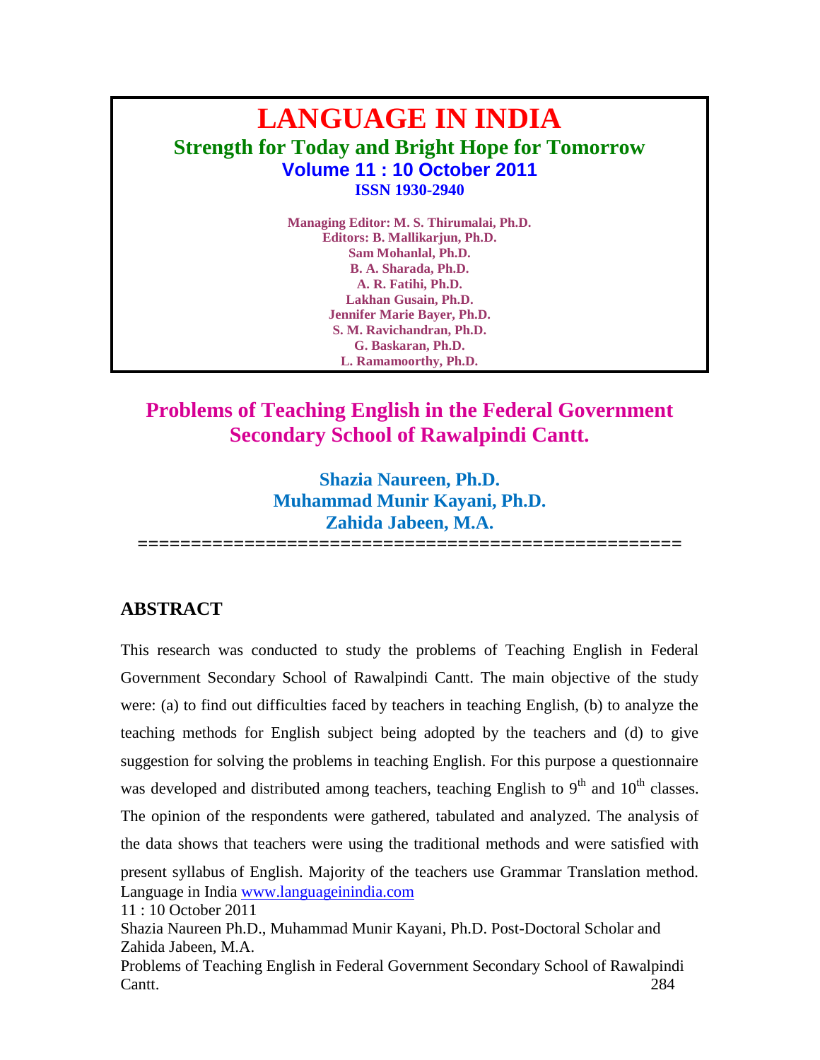# LANGUAGE IN INDIA

**Strength for Today and Bright Hope for Tomorrow**
**Volume 11 : 10 October 2011**
**ISSN 1930-2940**

**Managing Editor: M. S. Thirumalai, Ph.D.**
**Editors: B. Mallikarjun, Ph.D.**
**Sam Mohanlal, Ph.D.**
**B. A. Sharada, Ph.D.**
**A. R. Fatihi, Ph.D.**
**Lakhan Gusain, Ph.D.**
**Jennifer Marie Bayer, Ph.D.**
**S. M. Ravichandran, Ph.D.**
**G. Baskaran, Ph.D.**
**L. Ramamoorthy, Ph.D.**

# Problems of Teaching English in the Federal Government Secondary School of Rawalpindi Cantt.

**Shazia Naureen, Ph.D.**
**Muhammad Munir Kayani, Ph.D.**
**Zahida Jabeen, M.A.**

==================================================

## ABSTRACT

This research was conducted to study the problems of Teaching English in Federal Government Secondary School of Rawalpindi Cantt. The main objective of the study were: (a) to find out difficulties faced by teachers in teaching English, (b) to analyze the teaching methods for English subject being adopted by the teachers and (d) to give suggestion for solving the problems in teaching English. For this purpose a questionnaire was developed and distributed among teachers, teaching English to 9th and 10th classes. The opinion of the respondents were gathered, tabulated and analyzed. The analysis of the data shows that teachers were using the traditional methods and were satisfied with present syllabus of English. Majority of the teachers use Grammar Translation method.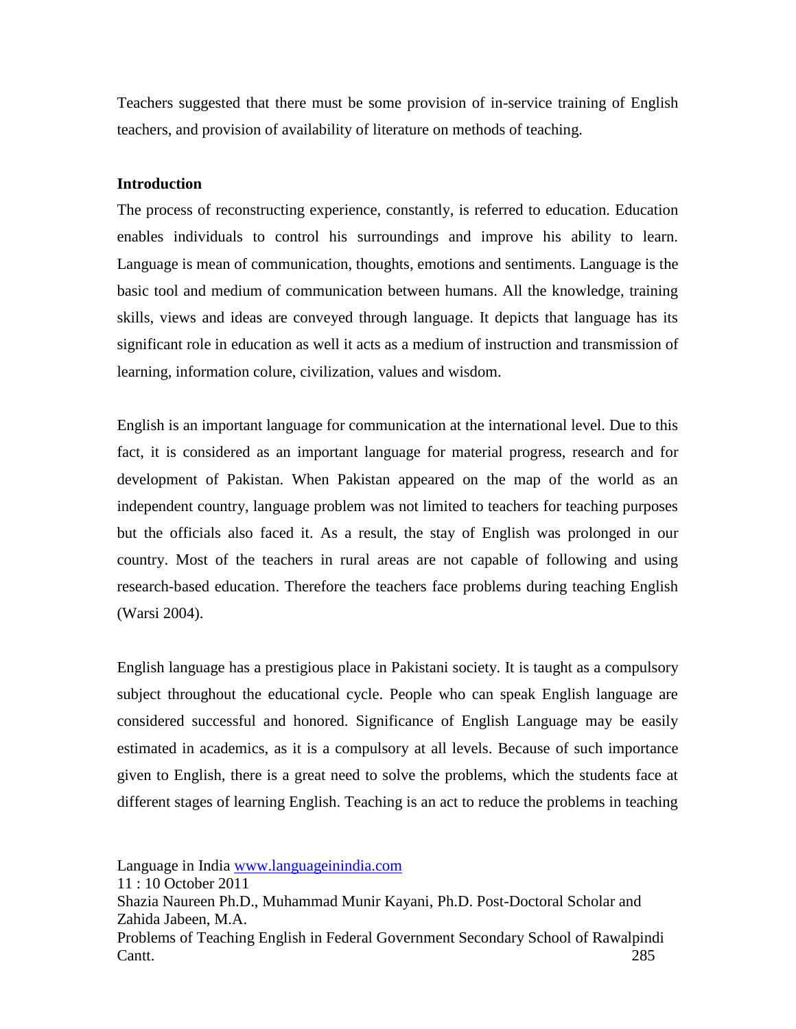Teachers suggested that there must be some provision of in-service training of English teachers, and provision of availability of literature on methods of teaching.

**Introduction**

The process of reconstructing experience, constantly, is referred to education. Education enables individuals to control his surroundings and improve his ability to learn. Language is mean of communication, thoughts, emotions and sentiments. Language is the basic tool and medium of communication between humans. All the knowledge, training skills, views and ideas are conveyed through language. It depicts that language has its significant role in education as well it acts as a medium of instruction and transmission of learning, information colure, civilization, values and wisdom.

English is an important language for communication at the international level. Due to this fact, it is considered as an important language for material progress, research and for development of Pakistan. When Pakistan appeared on the map of the world as an independent country, language problem was not limited to teachers for teaching purposes but the officials also faced it. As a result, the stay of English was prolonged in our country. Most of the teachers in rural areas are not capable of following and using research-based education. Therefore the teachers face problems during teaching English (Warsi 2004).

English language has a prestigious place in Pakistani society. It is taught as a compulsory subject throughout the educational cycle. People who can speak English language are considered successful and honored. Significance of English Language may be easily estimated in academics, as it is a compulsory at all levels. Because of such importance given to English, there is a great need to solve the problems, which the students face at different stages of learning English. Teaching is an act to reduce the problems in teaching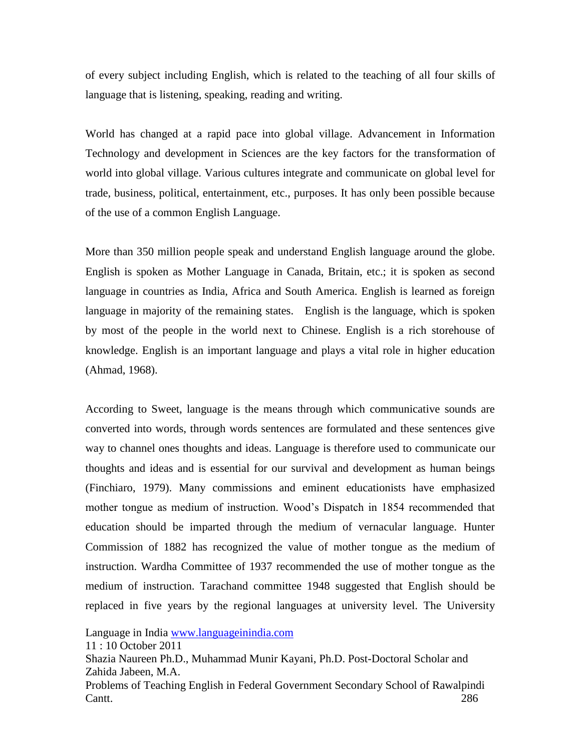of every subject including English, which is related to the teaching of all four skills of language that is listening, speaking, reading and writing.

World has changed at a rapid pace into global village. Advancement in Information Technology and development in Sciences are the key factors for the transformation of world into global village. Various cultures integrate and communicate on global level for trade, business, political, entertainment, etc., purposes. It has only been possible because of the use of a common English Language.

More than 350 million people speak and understand English language around the globe. English is spoken as Mother Language in Canada, Britain, etc.; it is spoken as second language in countries as India, Africa and South America. English is learned as foreign language in majority of the remaining states. English is the language, which is spoken by most of the people in the world next to Chinese. English is a rich storehouse of knowledge. English is an important language and plays a vital role in higher education (Ahmad, 1968).

According to Sweet, language is the means through which communicative sounds are converted into words, through words sentences are formulated and these sentences give way to channel ones thoughts and ideas. Language is therefore used to communicate our thoughts and ideas and is essential for our survival and development as human beings (Finchiaro, 1979). Many commissions and eminent educationists have emphasized mother tongue as medium of instruction. Wood's Dispatch in 1854 recommended that education should be imparted through the medium of vernacular language. Hunter Commission of 1882 has recognized the value of mother tongue as the medium of instruction. Wardha Committee of 1937 recommended the use of mother tongue as the medium of instruction. Tarachand committee 1948 suggested that English should be replaced in five years by the regional languages at university level. The University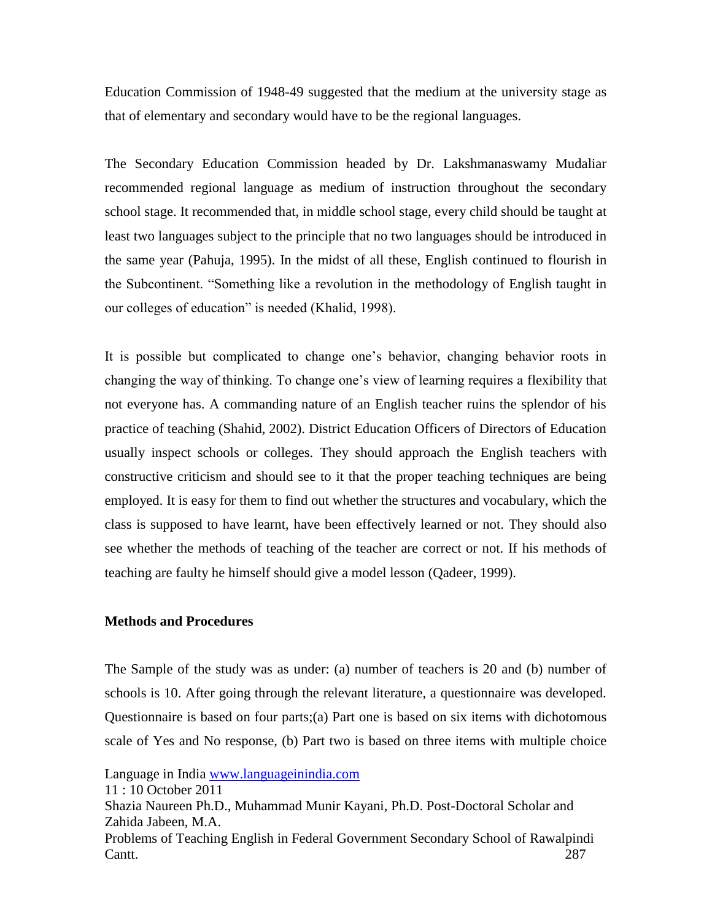Education Commission of 1948-49 suggested that the medium at the university stage as that of elementary and secondary would have to be the regional languages.

The Secondary Education Commission headed by Dr. Lakshmanaswamy Mudaliar recommended regional language as medium of instruction throughout the secondary school stage. It recommended that, in middle school stage, every child should be taught at least two languages subject to the principle that no two languages should be introduced in the same year (Pahuja, 1995). In the midst of all these, English continued to flourish in the Subcontinent. "Something like a revolution in the methodology of English taught in our colleges of education" is needed (Khalid, 1998).

It is possible but complicated to change one's behavior, changing behavior roots in changing the way of thinking. To change one's view of learning requires a flexibility that not everyone has. A commanding nature of an English teacher ruins the splendor of his practice of teaching (Shahid, 2002). District Education Officers of Directors of Education usually inspect schools or colleges. They should approach the English teachers with constructive criticism and should see to it that the proper teaching techniques are being employed. It is easy for them to find out whether the structures and vocabulary, which the class is supposed to have learnt, have been effectively learned or not. They should also see whether the methods of teaching of the teacher are correct or not. If his methods of teaching are faulty he himself should give a model lesson (Qadeer, 1999).

**Methods and Procedures**

The Sample of the study was as under: (a) number of teachers is 20 and (b) number of schools is 10. After going through the relevant literature, a questionnaire was developed. Questionnaire is based on four parts;(a) Part one is based on six items with dichotomous scale of Yes and No response, (b) Part two is based on three items with multiple choice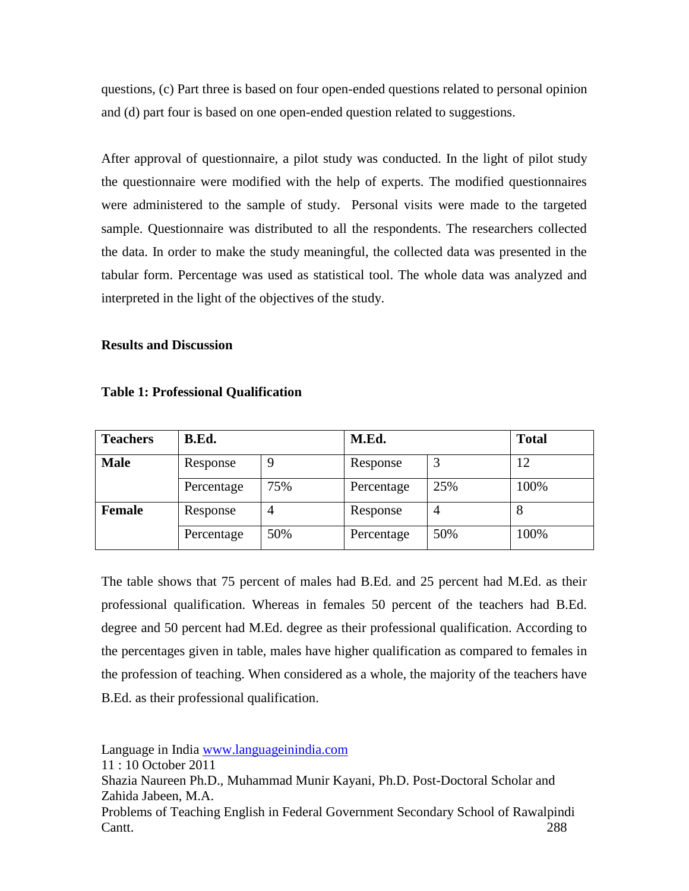questions, (c) Part three is based on four open-ended questions related to personal opinion and (d) part four is based on one open-ended question related to suggestions.

After approval of questionnaire, a pilot study was conducted. In the light of pilot study the questionnaire were modified with the help of experts. The modified questionnaires were administered to the sample of study. Personal visits were made to the targeted sample. Questionnaire was distributed to all the respondents. The researchers collected the data. In order to make the study meaningful, the collected data was presented in the tabular form. Percentage was used as statistical tool. The whole data was analyzed and interpreted in the light of the objectives of the study.

**Results and Discussion**

**Table 1: Professional Qualification**

| Teachers | B.Ed. | | M.Ed. | | Total |
|---|---|---|---|---|---|
| Male | Response | 9 | Response | 3 | 12 |
| | Percentage | 75% | Percentage | 25% | 100% |
| Female | Response | 4 | Response | 4 | 8 |
| | Percentage | 50% | Percentage | 50% | 100% |

The table shows that 75 percent of males had B.Ed. and 25 percent had M.Ed. as their professional qualification. Whereas in females 50 percent of the teachers had B.Ed. degree and 50 percent had M.Ed. degree as their professional qualification. According to the percentages given in table, males have higher qualification as compared to females in the profession of teaching. When considered as a whole, the majority of the teachers have B.Ed. as their professional qualification.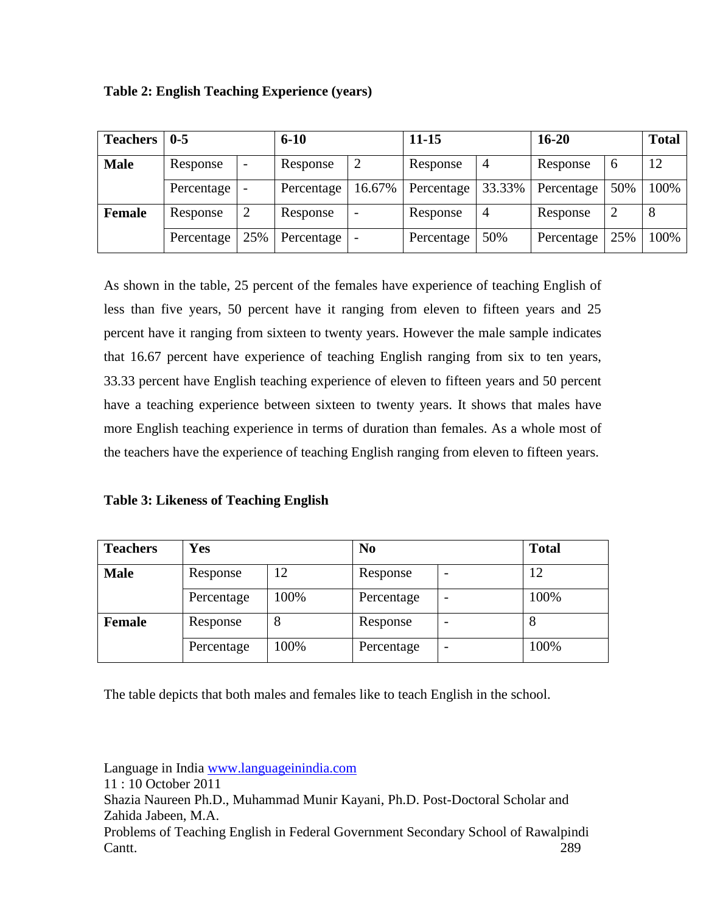**Table 2: English Teaching Experience (years)**

| Teachers | 0-5 | | 6-10 | | 11-15 | | 16-20 | | Total |
|---|---|---|---|---|---|---|---|---|---|
| Male | Response | - | Response | 2 | Response | 4 | Response | 6 | 12 |
| | Percentage | - | Percentage | 16.67% | Percentage | 33.33% | Percentage | 50% | 100% |
| Female | Response | 2 | Response | - | Response | 4 | Response | 2 | 8 |
| | Percentage | 25% | Percentage | - | Percentage | 50% | Percentage | 25% | 100% |

As shown in the table, 25 percent of the females have experience of teaching English of less than five years, 50 percent have it ranging from eleven to fifteen years and 25 percent have it ranging from sixteen to twenty years. However the male sample indicates that 16.67 percent have experience of teaching English ranging from six to ten years, 33.33 percent have English teaching experience of eleven to fifteen years and 50 percent have a teaching experience between sixteen to twenty years. It shows that males have more English teaching experience in terms of duration than females. As a whole most of the teachers have the experience of teaching English ranging from eleven to fifteen years.

**Table 3: Likeness of Teaching English**

| Teachers | Yes | | No | | Total |
|---|---|---|---|---|---|
| Male | Response | 12 | Response | - | 12 |
| | Percentage | 100% | Percentage | - | 100% |
| Female | Response | 8 | Response | - | 8 |
| | Percentage | 100% | Percentage | - | 100% |

The table depicts that both males and females like to teach English in the school.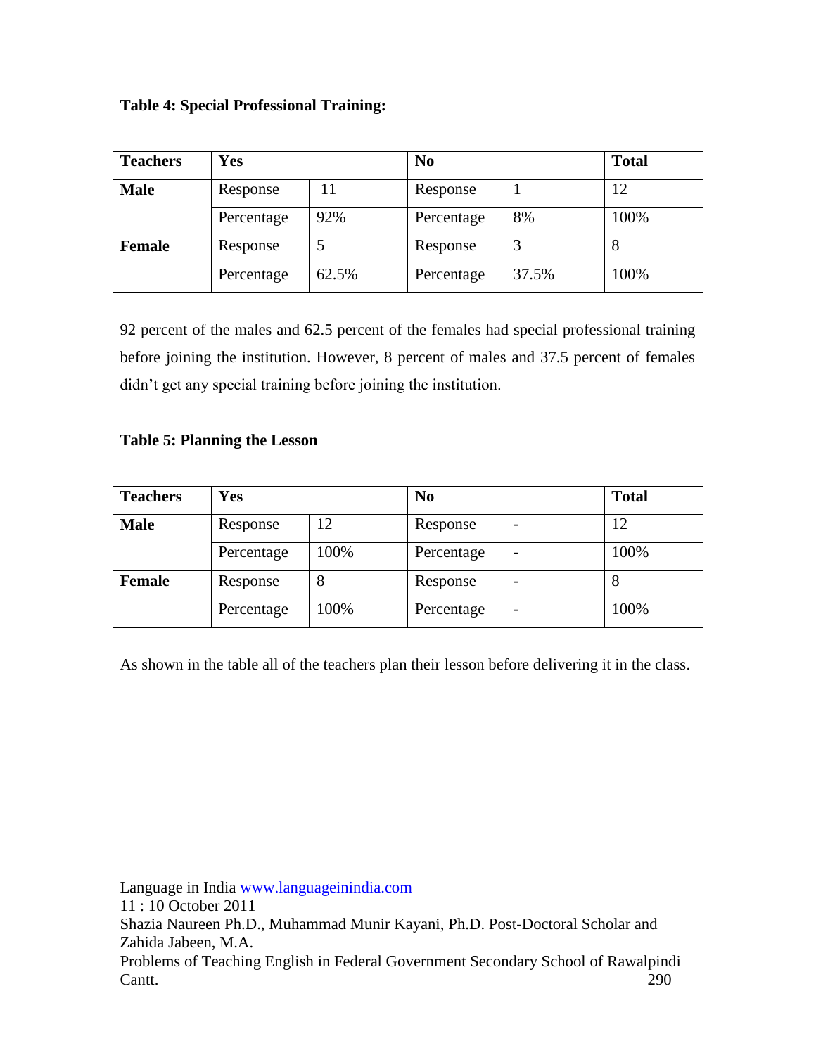**Table 4: Special Professional Training:**

| Teachers | Yes | | No | | Total |
|---|---|---|---|---|---|
| **Male** | Response | 11 | Response | 1 | 12 |
| | Percentage | 92% | Percentage | 8% | 100% |
| **Female** | Response | 5 | Response | 3 | 8 |
| | Percentage | 62.5% | Percentage | 37.5% | 100% |

92 percent of the males and 62.5 percent of the females had special professional training before joining the institution. However, 8 percent of males and 37.5 percent of females didn't get any special training before joining the institution.

**Table 5: Planning the Lesson**

| Teachers | Yes | | No | | Total |
|---|---|---|---|---|---|
| **Male** | Response | 12 | Response | - | 12 |
| | Percentage | 100% | Percentage | - | 100% |
| **Female** | Response | 8 | Response | - | 8 |
| | Percentage | 100% | Percentage | - | 100% |

As shown in the table all of the teachers plan their lesson before delivering it in the class.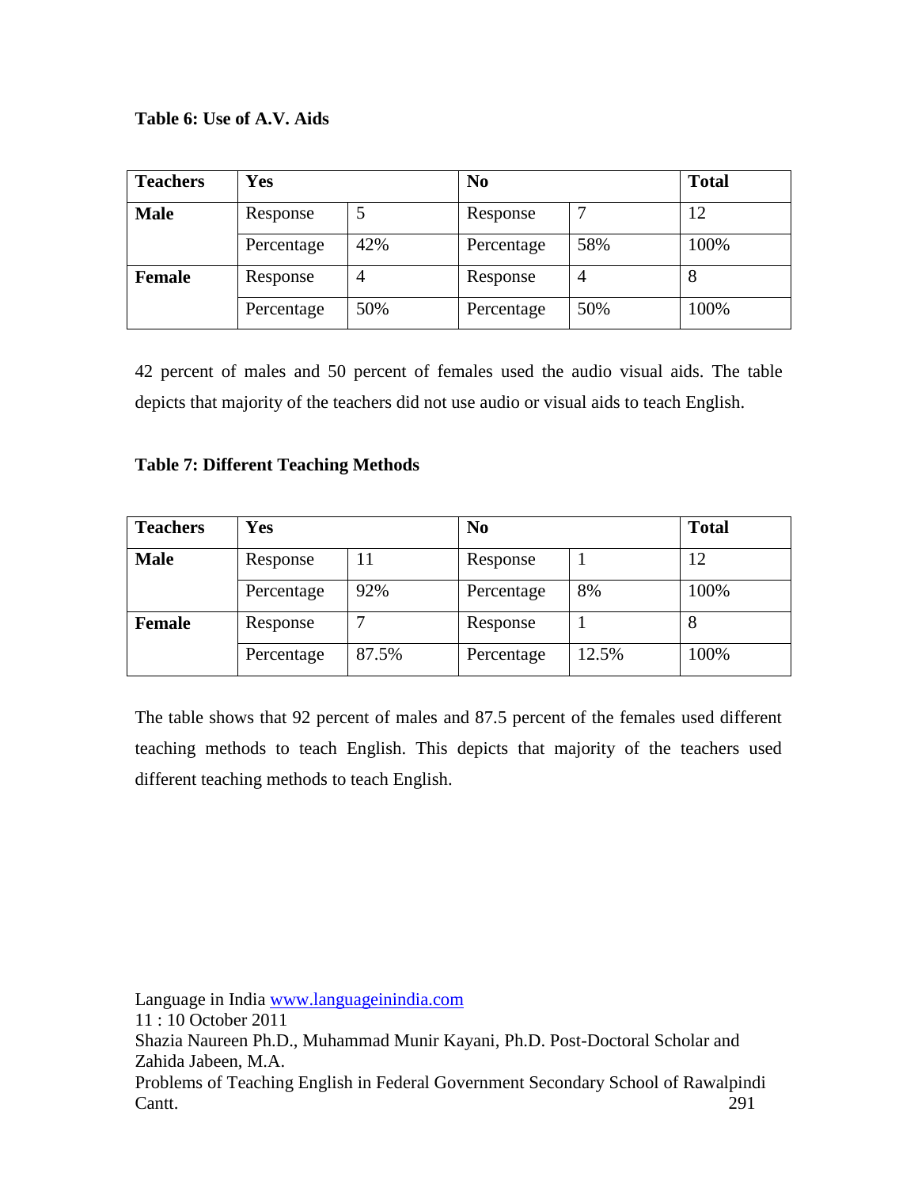**Table 6: Use of A.V. Aids**

| Teachers | Yes | | No | | Total |
|---|---|---|---|---|---|
| Male | Response | 5 | Response | 7 | 12 |
| | Percentage | 42% | Percentage | 58% | 100% |
| Female | Response | 4 | Response | 4 | 8 |
| | Percentage | 50% | Percentage | 50% | 100% |

42 percent of males and 50 percent of females used the audio visual aids. The table depicts that majority of the teachers did not use audio or visual aids to teach English.

**Table 7: Different Teaching Methods**

| Teachers | Yes | | No | | Total |
|---|---|---|---|---|---|
| Male | Response | 11 | Response | 1 | 12 |
| | Percentage | 92% | Percentage | 8% | 100% |
| Female | Response | 7 | Response | 1 | 8 |
| | Percentage | 87.5% | Percentage | 12.5% | 100% |

The table shows that 92 percent of males and 87.5 percent of the females used different teaching methods to teach English. This depicts that majority of the teachers used different teaching methods to teach English.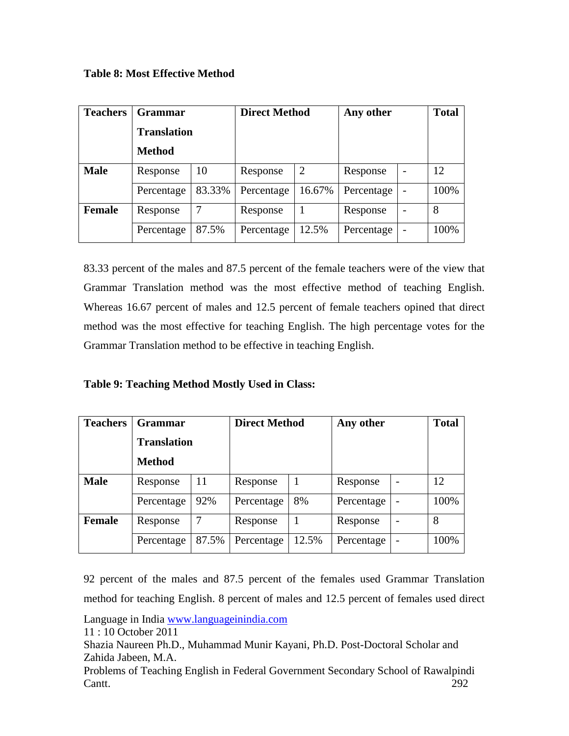**Table 8: Most Effective Method**

| Teachers | Grammar Translation Method | | Direct Method | | Any other | | Total |
|---|---|---|---|---|---|---|---|
| Male | Response | 10 | Response | 2 | Response | - | 12 |
| | Percentage | 83.33% | Percentage | 16.67% | Percentage | - | 100% |
| Female | Response | 7 | Response | 1 | Response | - | 8 |
| | Percentage | 87.5% | Percentage | 12.5% | Percentage | - | 100% |

83.33 percent of the males and 87.5 percent of the female teachers were of the view that Grammar Translation method was the most effective method of teaching English. Whereas 16.67 percent of males and 12.5 percent of female teachers opined that direct method was the most effective for teaching English. The high percentage votes for the Grammar Translation method to be effective in teaching English.

**Table 9: Teaching Method Mostly Used in Class:**

| Teachers | Grammar Translation Method | | Direct Method | | Any other | | Total |
|---|---|---|---|---|---|---|---|
| Male | Response | 11 | Response | 1 | Response | - | 12 |
| | Percentage | 92% | Percentage | 8% | Percentage | - | 100% |
| Female | Response | 7 | Response | 1 | Response | - | 8 |
| | Percentage | 87.5% | Percentage | 12.5% | Percentage | - | 100% |

92 percent of the males and 87.5 percent of the females used Grammar Translation method for teaching English. 8 percent of males and 12.5 percent of females used direct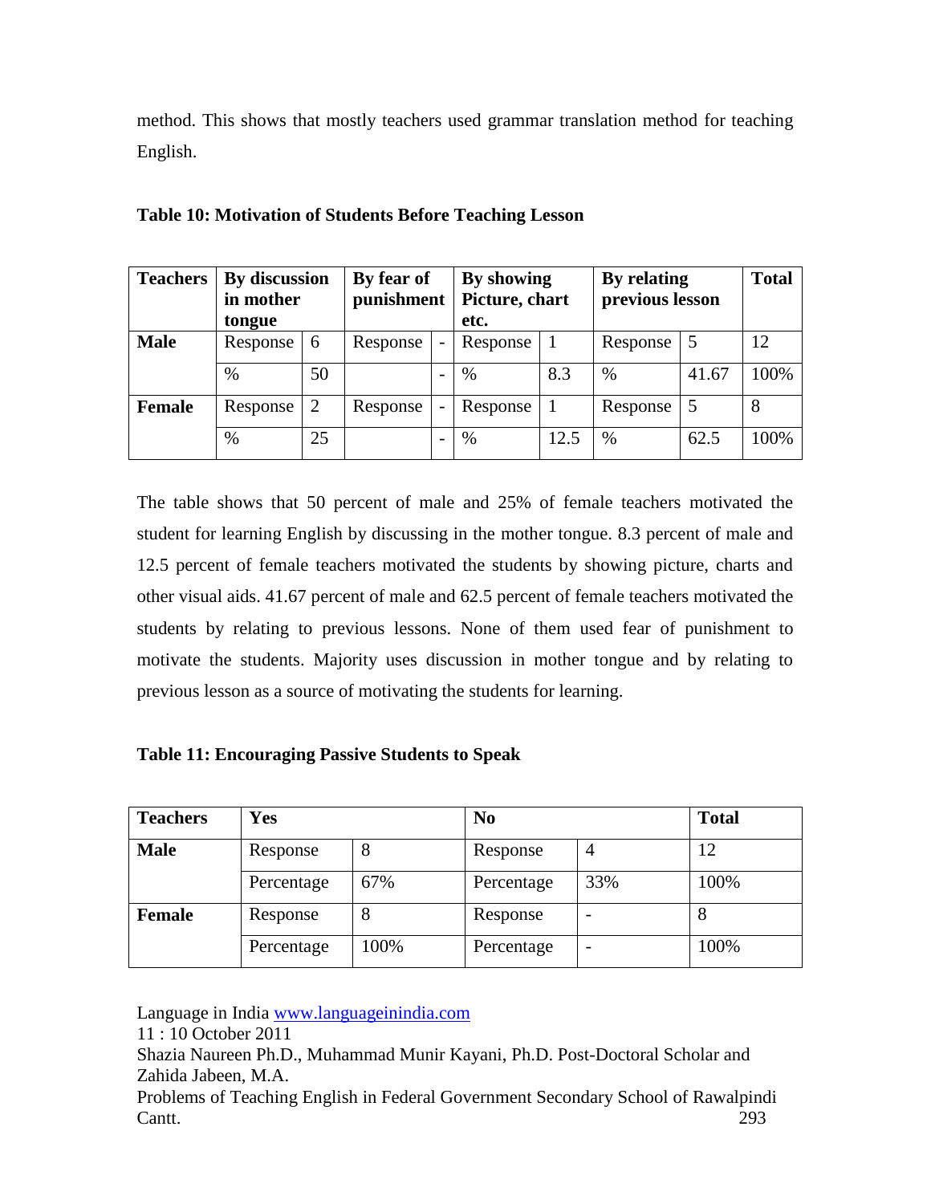method. This shows that mostly teachers used grammar translation method for teaching English.

**Table 10: Motivation of Students Before Teaching Lesson**

| Teachers | By discussion in mother tongue | | By fear of punishment | | By showing Picture, chart etc. | | By relating previous lesson | | Total |
|---|---|---|---|---|---|---|---|---|---|
| Male | Response | 6 | Response | - | Response | 1 | Response | 5 | 12 |
| | % | 50 | | - | % | 8.3 | % | 41.67 | 100% |
| Female | Response | 2 | Response | - | Response | 1 | Response | 5 | 8 |
| | % | 25 | | - | % | 12.5 | % | 62.5 | 100% |

The table shows that 50 percent of male and 25% of female teachers motivated the student for learning English by discussing in the mother tongue. 8.3 percent of male and 12.5 percent of female teachers motivated the students by showing picture, charts and other visual aids. 41.67 percent of male and 62.5 percent of female teachers motivated the students by relating to previous lessons. None of them used fear of punishment to motivate the students. Majority uses discussion in mother tongue and by relating to previous lesson as a source of motivating the students for learning.

**Table 11: Encouraging Passive Students to Speak**

| Teachers | Yes | | No | | Total |
|---|---|---|---|---|---|
| Male | Response | 8 | Response | 4 | 12 |
| | Percentage | 67% | Percentage | 33% | 100% |
| Female | Response | 8 | Response | - | 8 |
| | Percentage | 100% | Percentage | - | 100% |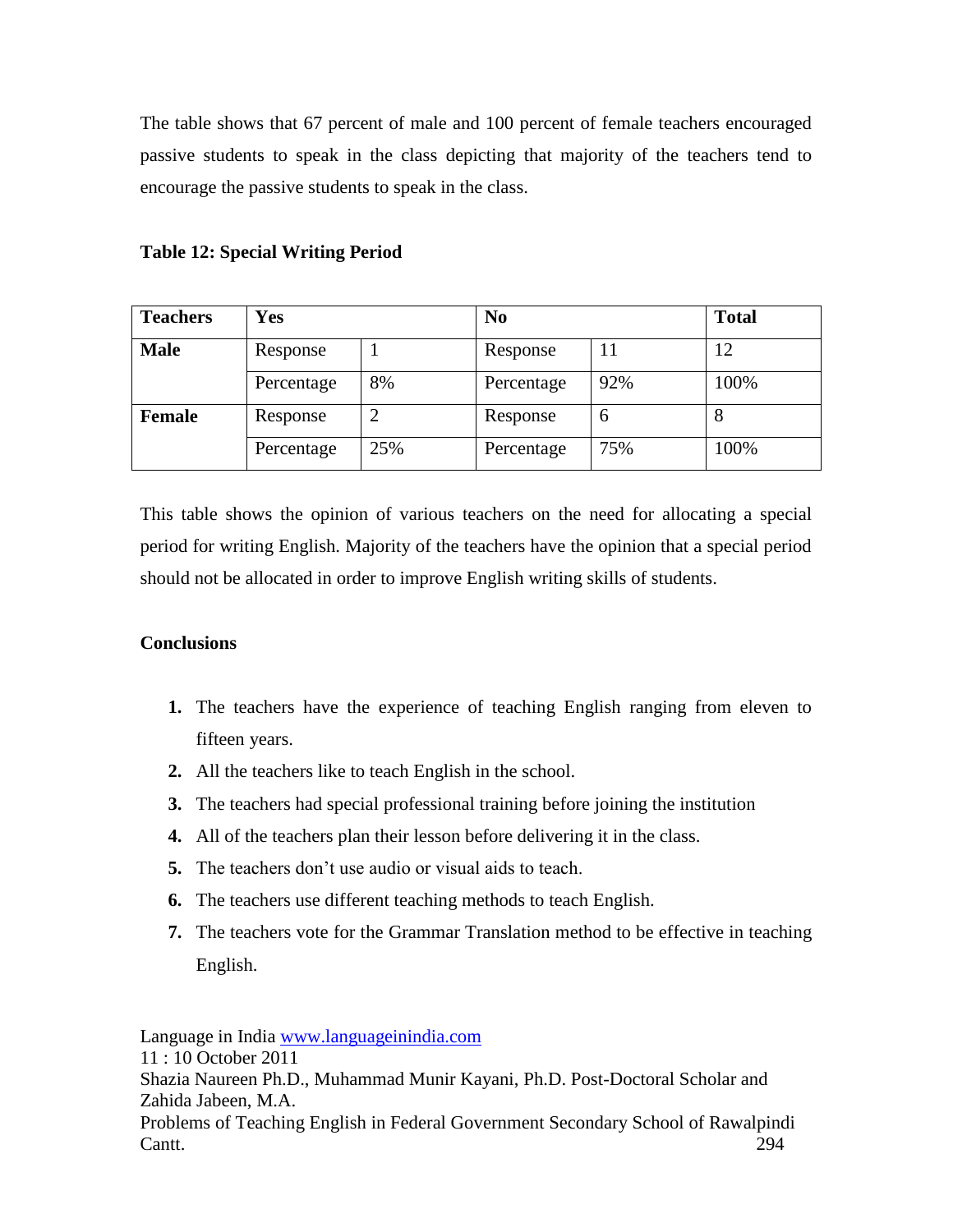The table shows that 67 percent of male and 100 percent of female teachers encouraged passive students to speak in the class depicting that majority of the teachers tend to encourage the passive students to speak in the class.

**Table 12: Special Writing Period**

| Teachers | Yes | | No | | Total |
|---|---|---|---|---|---|
| **Male** | Response | 1 | Response | 11 | 12 |
| | Percentage | 8% | Percentage | 92% | 100% |
| **Female** | Response | 2 | Response | 6 | 8 |
| | Percentage | 25% | Percentage | 75% | 100% |

This table shows the opinion of various teachers on the need for allocating a special period for writing English. Majority of the teachers have the opinion that a special period should not be allocated in order to improve English writing skills of students.

**Conclusions**

1. The teachers have the experience of teaching English ranging from eleven to fifteen years.
2. All the teachers like to teach English in the school.
3. The teachers had special professional training before joining the institution
4. All of the teachers plan their lesson before delivering it in the class.
5. The teachers don't use audio or visual aids to teach.
6. The teachers use different teaching methods to teach English.
7. The teachers vote for the Grammar Translation method to be effective in teaching English.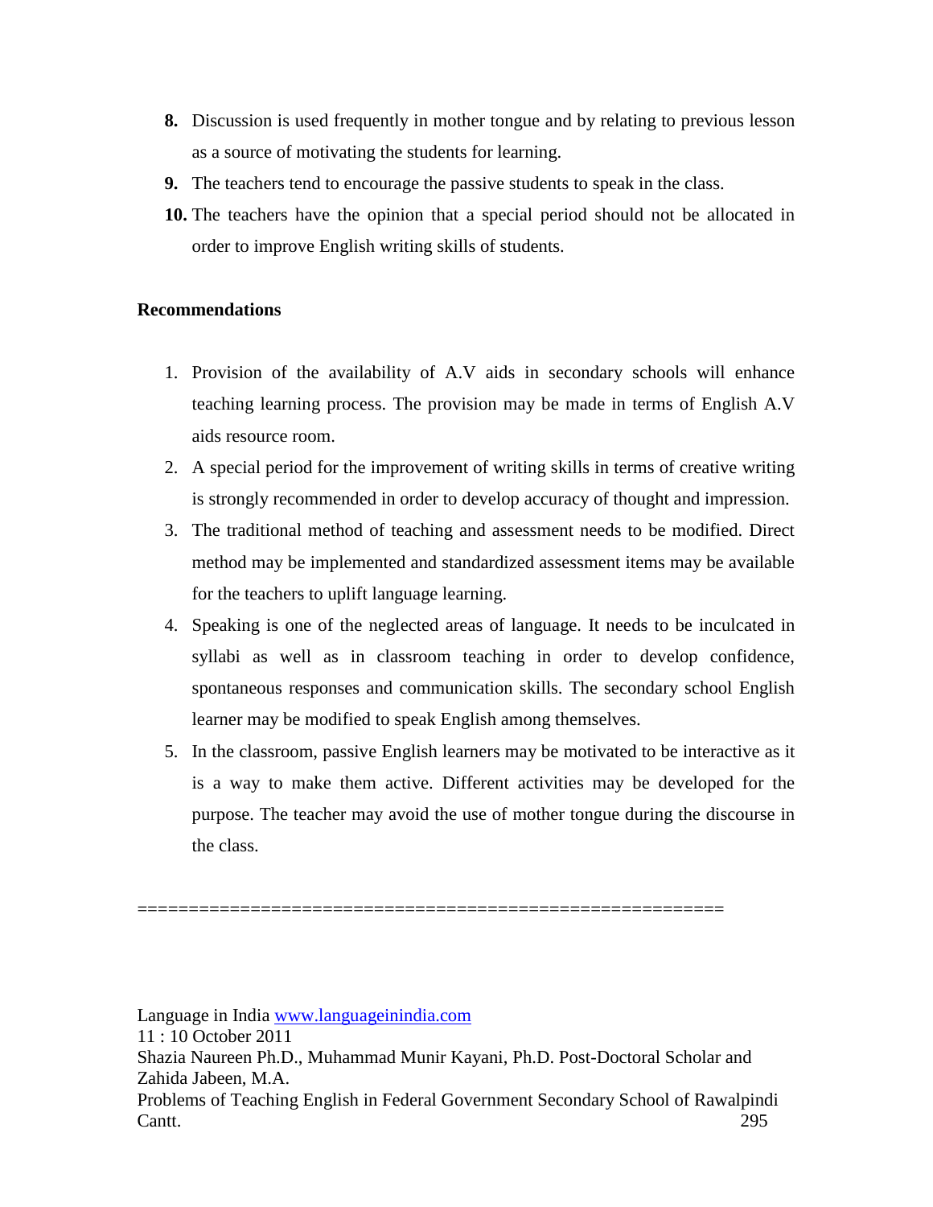8. Discussion is used frequently in mother tongue and by relating to previous lesson as a source of motivating the students for learning.
9. The teachers tend to encourage the passive students to speak in the class.
10. The teachers have the opinion that a special period should not be allocated in order to improve English writing skills of students.

**Recommendations**

1. Provision of the availability of A.V aids in secondary schools will enhance teaching learning process. The provision may be made in terms of English A.V aids resource room.
2. A special period for the improvement of writing skills in terms of creative writing is strongly recommended in order to develop accuracy of thought and impression.
3. The traditional method of teaching and assessment needs to be modified. Direct method may be implemented and standardized assessment items may be available for the teachers to uplift language learning.
4. Speaking is one of the neglected areas of language. It needs to be inculcated in syllabi as well as in classroom teaching in order to develop confidence, spontaneous responses and communication skills. The secondary school English learner may be modified to speak English among themselves.
5. In the classroom, passive English learners may be motivated to be interactive as it is a way to make them active. Different activities may be developed for the purpose. The teacher may avoid the use of mother tongue during the discourse in the class.

==========================================================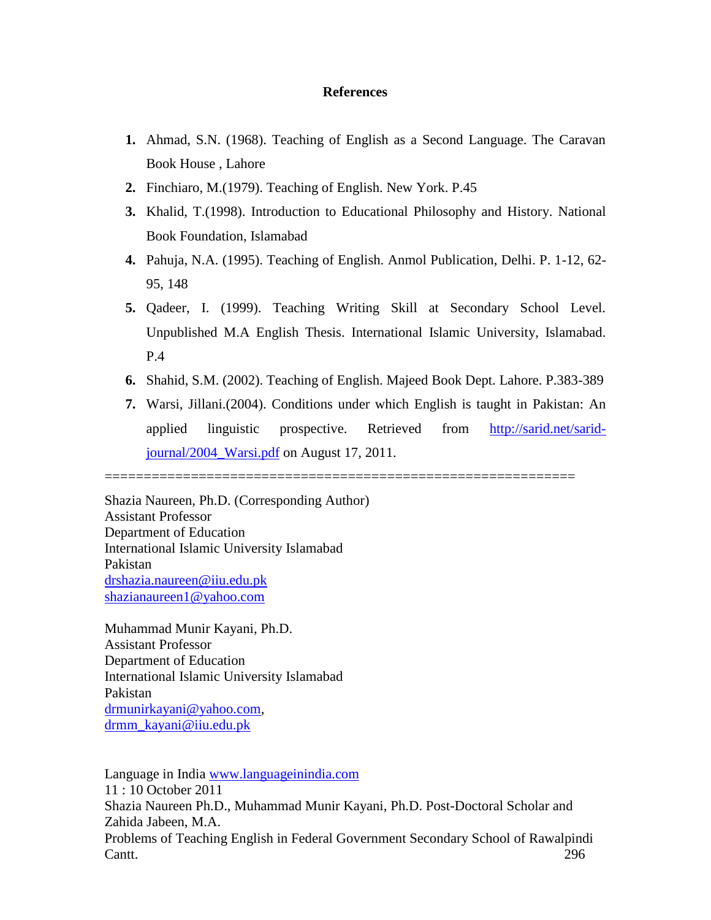## References

1. Ahmad, S.N. (1968). Teaching of English as a Second Language. The Caravan Book House , Lahore
2. Finchiaro, M.(1979). Teaching of English. New York. P.45
3. Khalid, T.(1998). Introduction to Educational Philosophy and History. National Book Foundation, Islamabad
4. Pahuja, N.A. (1995). Teaching of English. Anmol Publication, Delhi. P. 1-12, 62-95, 148
5. Qadeer, I. (1999). Teaching Writing Skill at Secondary School Level. Unpublished M.A English Thesis. International Islamic University, Islamabad. P.4
6. Shahid, S.M. (2002). Teaching of English. Majeed Book Dept. Lahore. P.383-389
7. Warsi, Jillani.(2004). Conditions under which English is taught in Pakistan: An applied linguistic prospective. Retrieved from http://sarid.net/sarid-journal/2004_Warsi.pdf on August 17, 2011.

==========================================================

Shazia Naureen, Ph.D. (Corresponding Author)
Assistant Professor
Department of Education
International Islamic University Islamabad
Pakistan
drshazia.naureen@iiu.edu.pk
shazianaureen1@yahoo.com

Muhammad Munir Kayani, Ph.D.
Assistant Professor
Department of Education
International Islamic University Islamabad
Pakistan
drmunirkayani@yahoo.com,
drmm_kayani@iiu.edu.pk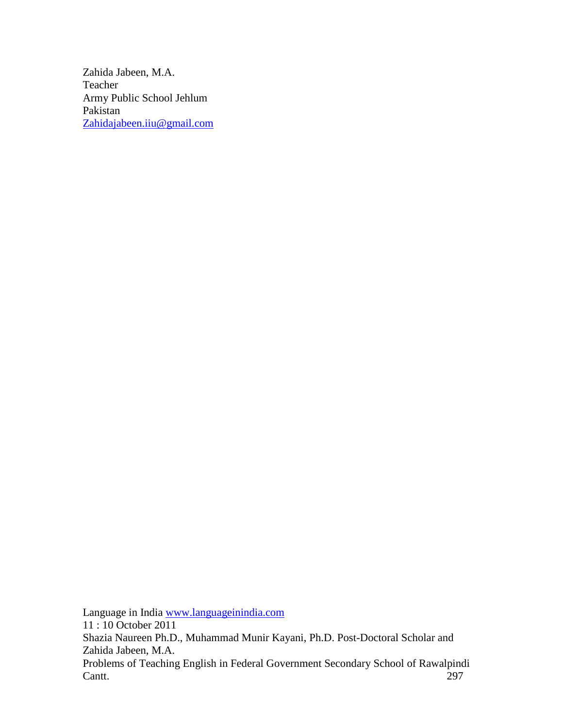Zahida Jabeen, M.A.
Teacher
Army Public School Jehlum
Pakistan
Zahidajabeen.iiu@gmail.com